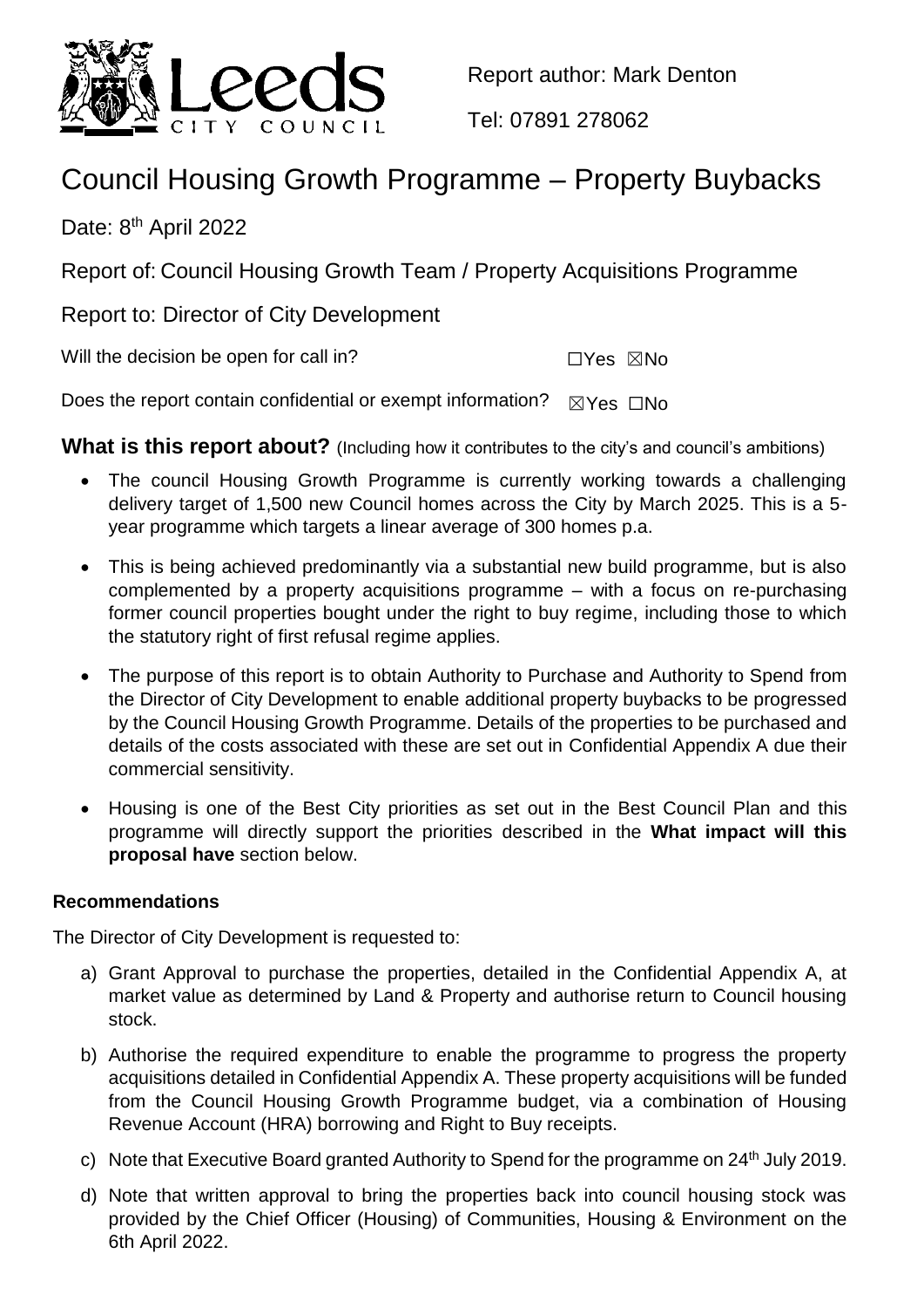Report author: Mark Denton

Tel: 07891 278062

# Council Housing Growth Programme – Property Buybacks

Date: 8th April 2022

Report of: Council Housing Growth Team / Property Acquisitions Programme

Report to: Director of City Development

Will the decision be open for call in? ☐Yes ☒No

Does the report contain confidential or exempt information? ☒Yes ☐No

**What is this report about?** (Including how it contributes to the city's and council's ambitions)

- The council Housing Growth Programme is currently working towards a challenging delivery target of 1,500 new Council homes across the City by March 2025. This is a 5-year programme which targets a linear average of 300 homes p.a.
- This is being achieved predominantly via a substantial new build programme, but is also complemented by a property acquisitions programme – with a focus on re-purchasing former council properties bought under the right to buy regime, including those to which the statutory right of first refusal regime applies.
- The purpose of this report is to obtain Authority to Purchase and Authority to Spend from the Director of City Development to enable additional property buybacks to be progressed by the Council Housing Growth Programme. Details of the properties to be purchased and details of the costs associated with these are set out in Confidential Appendix A due their commercial sensitivity.
- Housing is one of the Best City priorities as set out in the Best Council Plan and this programme will directly support the priorities described in the **What impact will this proposal have** section below.

### Recommendations

The Director of City Development is requested to:

a) Grant Approval to purchase the properties, detailed in the Confidential Appendix A, at market value as determined by Land & Property and authorise return to Council housing stock.

b) Authorise the required expenditure to enable the programme to progress the property acquisitions detailed in Confidential Appendix A. These property acquisitions will be funded from the Council Housing Growth Programme budget, via a combination of Housing Revenue Account (HRA) borrowing and Right to Buy receipts.

c) Note that Executive Board granted Authority to Spend for the programme on 24th July 2019.

d) Note that written approval to bring the properties back into council housing stock was provided by the Chief Officer (Housing) of Communities, Housing & Environment on the 6th April 2022.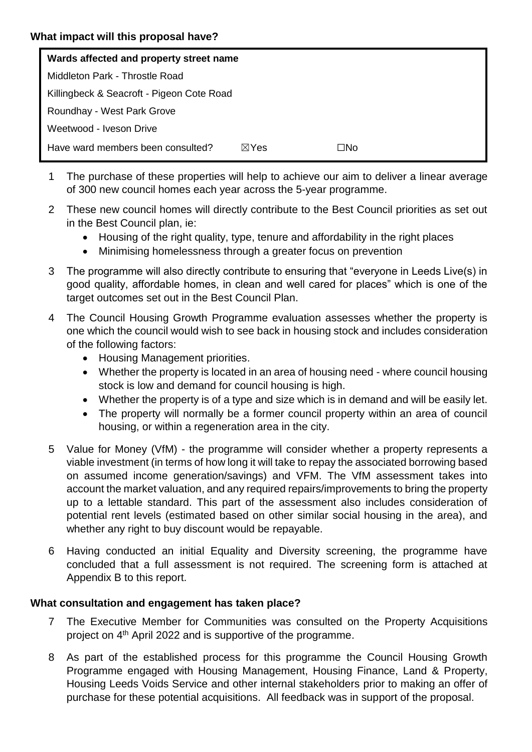**What impact will this proposal have?**

| Wards affected and property street name | | |
|---|---|---|
| Middleton Park - Throstle Road | | |
| Killingbeck & Seacroft - Pigeon Cote Road | | |
| Roundhay - West Park Grove | | |
| Weetwood - Iveson Drive | | |
| Have ward members been consulted? | ☒Yes | ☐No |

1. The purchase of these properties will help to achieve our aim to deliver a linear average of 300 new council homes each year across the 5-year programme.
2. These new council homes will directly contribute to the Best Council priorities as set out in the Best Council plan, ie:
   - Housing of the right quality, type, tenure and affordability in the right places
   - Minimising homelessness through a greater focus on prevention
3. The programme will also directly contribute to ensuring that "everyone in Leeds Live(s) in good quality, affordable homes, in clean and well cared for places" which is one of the target outcomes set out in the Best Council Plan.
4. The Council Housing Growth Programme evaluation assesses whether the property is one which the council would wish to see back in housing stock and includes consideration of the following factors:
   - Housing Management priorities.
   - Whether the property is located in an area of housing need - where council housing stock is low and demand for council housing is high.
   - Whether the property is of a type and size which is in demand and will be easily let.
   - The property will normally be a former council property within an area of council housing, or within a regeneration area in the city.
5. Value for Money (VfM) - the programme will consider whether a property represents a viable investment (in terms of how long it will take to repay the associated borrowing based on assumed income generation/savings) and VFM. The VfM assessment takes into account the market valuation, and any required repairs/improvements to bring the property up to a lettable standard. This part of the assessment also includes consideration of potential rent levels (estimated based on other similar social housing in the area), and whether any right to buy discount would be repayable.
6. Having conducted an initial Equality and Diversity screening, the programme have concluded that a full assessment is not required. The screening form is attached at Appendix B to this report.

**What consultation and engagement has taken place?**

7. The Executive Member for Communities was consulted on the Property Acquisitions project on 4th April 2022 and is supportive of the programme.
8. As part of the established process for this programme the Council Housing Growth Programme engaged with Housing Management, Housing Finance, Land & Property, Housing Leeds Voids Service and other internal stakeholders prior to making an offer of purchase for these potential acquisitions. All feedback was in support of the proposal.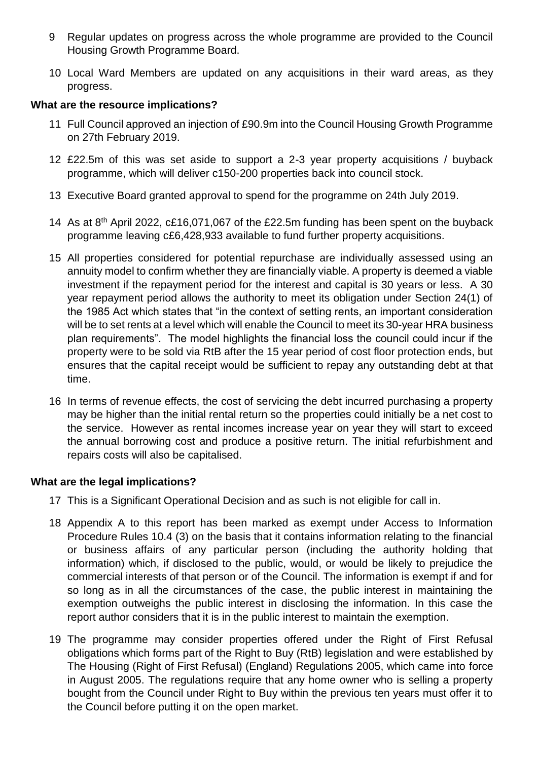9 Regular updates on progress across the whole programme are provided to the Council Housing Growth Programme Board.

10 Local Ward Members are updated on any acquisitions in their ward areas, as they progress.

**What are the resource implications?**

11 Full Council approved an injection of £90.9m into the Council Housing Growth Programme on 27th February 2019.

12 £22.5m of this was set aside to support a 2-3 year property acquisitions / buyback programme, which will deliver c150-200 properties back into council stock.

13 Executive Board granted approval to spend for the programme on 24th July 2019.

14 As at 8th April 2022, c£16,071,067 of the £22.5m funding has been spent on the buyback programme leaving c£6,428,933 available to fund further property acquisitions.

15 All properties considered for potential repurchase are individually assessed using an annuity model to confirm whether they are financially viable. A property is deemed a viable investment if the repayment period for the interest and capital is 30 years or less. A 30 year repayment period allows the authority to meet its obligation under Section 24(1) of the 1985 Act which states that "in the context of setting rents, an important consideration will be to set rents at a level which will enable the Council to meet its 30-year HRA business plan requirements". The model highlights the financial loss the council could incur if the property were to be sold via RtB after the 15 year period of cost floor protection ends, but ensures that the capital receipt would be sufficient to repay any outstanding debt at that time.

16 In terms of revenue effects, the cost of servicing the debt incurred purchasing a property may be higher than the initial rental return so the properties could initially be a net cost to the service. However as rental incomes increase year on year they will start to exceed the annual borrowing cost and produce a positive return. The initial refurbishment and repairs costs will also be capitalised.

**What are the legal implications?**

17 This is a Significant Operational Decision and as such is not eligible for call in.

18 Appendix A to this report has been marked as exempt under Access to Information Procedure Rules 10.4 (3) on the basis that it contains information relating to the financial or business affairs of any particular person (including the authority holding that information) which, if disclosed to the public, would, or would be likely to prejudice the commercial interests of that person or of the Council. The information is exempt if and for so long as in all the circumstances of the case, the public interest in maintaining the exemption outweighs the public interest in disclosing the information. In this case the report author considers that it is in the public interest to maintain the exemption.

19 The programme may consider properties offered under the Right of First Refusal obligations which forms part of the Right to Buy (RtB) legislation and were established by The Housing (Right of First Refusal) (England) Regulations 2005, which came into force in August 2005. The regulations require that any home owner who is selling a property bought from the Council under Right to Buy within the previous ten years must offer it to the Council before putting it on the open market.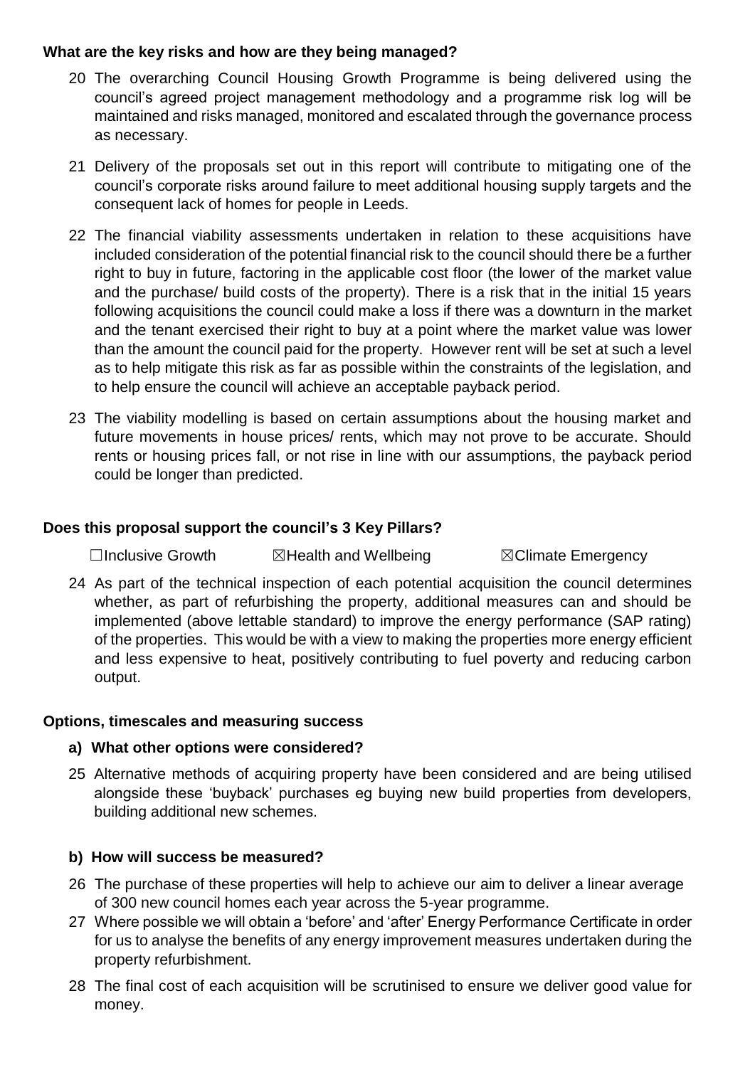**What are the key risks and how are they being managed?**

20 The overarching Council Housing Growth Programme is being delivered using the council's agreed project management methodology and a programme risk log will be maintained and risks managed, monitored and escalated through the governance process as necessary.

21 Delivery of the proposals set out in this report will contribute to mitigating one of the council's corporate risks around failure to meet additional housing supply targets and the consequent lack of homes for people in Leeds.

22 The financial viability assessments undertaken in relation to these acquisitions have included consideration of the potential financial risk to the council should there be a further right to buy in future, factoring in the applicable cost floor (the lower of the market value and the purchase/ build costs of the property). There is a risk that in the initial 15 years following acquisitions the council could make a loss if there was a downturn in the market and the tenant exercised their right to buy at a point where the market value was lower than the amount the council paid for the property. However rent will be set at such a level as to help mitigate this risk as far as possible within the constraints of the legislation, and to help ensure the council will achieve an acceptable payback period.

23 The viability modelling is based on certain assumptions about the housing market and future movements in house prices/ rents, which may not prove to be accurate. Should rents or housing prices fall, or not rise in line with our assumptions, the payback period could be longer than predicted.

**Does this proposal support the council's 3 Key Pillars?**

☐Inclusive Growth ☒Health and Wellbeing ☒Climate Emergency

24 As part of the technical inspection of each potential acquisition the council determines whether, as part of refurbishing the property, additional measures can and should be implemented (above lettable standard) to improve the energy performance (SAP rating) of the properties. This would be with a view to making the properties more energy efficient and less expensive to heat, positively contributing to fuel poverty and reducing carbon output.

**Options, timescales and measuring success**

**a) What other options were considered?**

25 Alternative methods of acquiring property have been considered and are being utilised alongside these 'buyback' purchases eg buying new build properties from developers, building additional new schemes.

**b) How will success be measured?**

26 The purchase of these properties will help to achieve our aim to deliver a linear average of 300 new council homes each year across the 5-year programme.

27 Where possible we will obtain a 'before' and 'after' Energy Performance Certificate in order for us to analyse the benefits of any energy improvement measures undertaken during the property refurbishment.

28 The final cost of each acquisition will be scrutinised to ensure we deliver good value for money.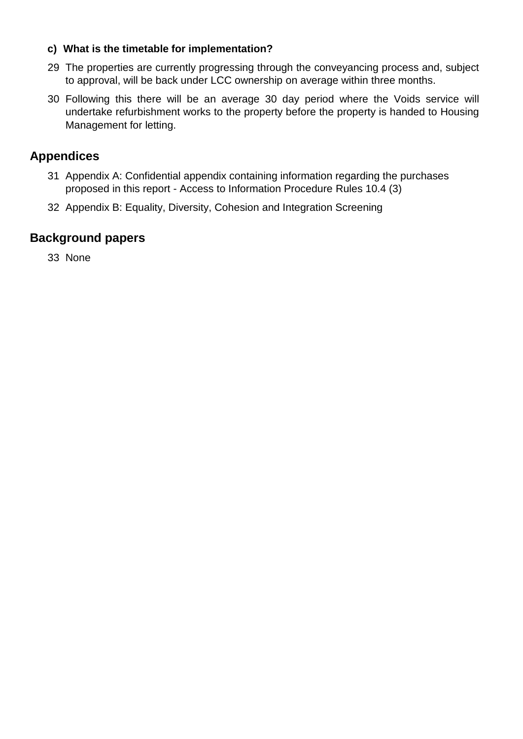#### c) What is the timetable for implementation?

29 The properties are currently progressing through the conveyancing process and, subject to approval, will be back under LCC ownership on average within three months.

30 Following this there will be an average 30 day period where the Voids service will undertake refurbishment works to the property before the property is handed to Housing Management for letting.

## Appendices

31 Appendix A: Confidential appendix containing information regarding the purchases proposed in this report - Access to Information Procedure Rules 10.4 (3)

32 Appendix B: Equality, Diversity, Cohesion and Integration Screening

## Background papers

33 None